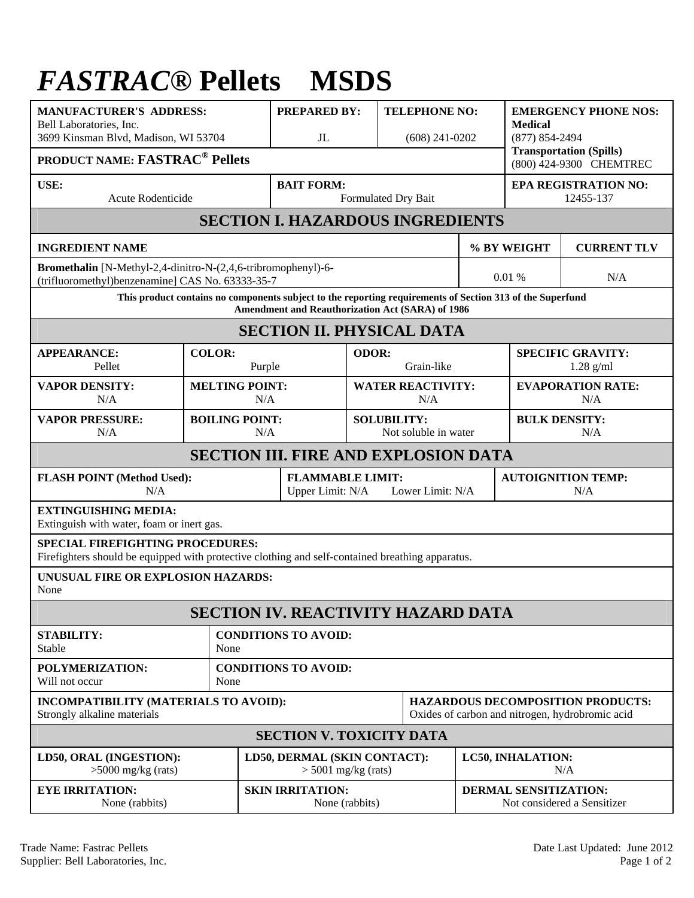# *FASTRAC®* Pellets MSDS

| **MANUFACTURER'S ADDRESS:** | **PREPARED BY:** | **TELEPHONE NO:** | **EMERGENCY PHONE NOS:** |
|---|---|---|---|
| Bell Laboratories, Inc.<br>3699 Kinsman Blvd, Madison, WI 53704 | JL | (608) 241-0202 | **Medical**<br>(877) 854-2494 |
| **PRODUCT NAME: FASTRAC® Pellets** | | | **Transportation (Spills)**<br>(800) 424-9300 CHEMTREC |
| **USE:**<br>Acute Rodenticide | **BAIT FORM:**<br>Formulated Dry Bait | | **EPA REGISTRATION NO:**<br>12455-137 |

## SECTION I. HAZARDOUS INGREDIENTS

| INGREDIENT NAME | % BY WEIGHT | CURRENT TLV |
|---|---|---|
| **Bromethalin** [N-Methyl-2,4-dinitro-N-(2,4,6-tribromophenyl)-6-(trifluoromethyl)benzenamine] CAS No. 63333-35-7 | 0.01 % | N/A |

**This product contains no components subject to the reporting requirements of Section 313 of the Superfund Amendment and Reauthorization Act (SARA) of 1986**

## SECTION II. PHYSICAL DATA

| | | | |
|---|---|---|---|
| **APPEARANCE:**<br>Pellet | **COLOR:**<br>Purple | **ODOR:**<br>Grain-like | **SPECIFIC GRAVITY:**<br>1.28 g/ml |
| **VAPOR DENSITY:**<br>N/A | **MELTING POINT:**<br>N/A | **WATER REACTIVITY:**<br>N/A | **EVAPORATION RATE:**<br>N/A |
| **VAPOR PRESSURE:**<br>N/A | **BOILING POINT:**<br>N/A | **SOLUBILITY:**<br>Not soluble in water | **BULK DENSITY:**<br>N/A |

## SECTION III. FIRE AND EXPLOSION DATA

| **FLASH POINT (Method Used):** | **FLAMMABLE LIMIT:** | **AUTOIGNITION TEMP:** |
|---|---|---|
| N/A | Upper Limit: N/A Lower Limit: N/A | N/A |

**EXTINGUISHING MEDIA:**
Extinguish with water, foam or inert gas.

**SPECIAL FIREFIGHTING PROCEDURES:**
Firefighters should be equipped with protective clothing and self-contained breathing apparatus.

**UNUSUAL FIRE OR EXPLOSION HAZARDS:**
None

## SECTION IV. REACTIVITY HAZARD DATA

| | |
|---|---|
| **STABILITY:**<br>Stable | **CONDITIONS TO AVOID:**<br>None |
| **POLYMERIZATION:**<br>Will not occur | **CONDITIONS TO AVOID:**<br>None |
| **INCOMPATIBILITY (MATERIALS TO AVOID):**<br>Strongly alkaline materials | **HAZARDOUS DECOMPOSITION PRODUCTS:**<br>Oxides of carbon and nitrogen, hydrobromic acid |

## SECTION V. TOXICITY DATA

| | | |
|---|---|---|
| **LD50, ORAL (INGESTION):**<br>>5000 mg/kg (rats) | **LD50, DERMAL (SKIN CONTACT):**<br>> 5001 mg/kg (rats) | **LC50, INHALATION:**<br>N/A |
| **EYE IRRITATION:**<br>None (rabbits) | **SKIN IRRITATION:**<br>None (rabbits) | **DERMAL SENSITIZATION:**<br>Not considered a Sensitizer |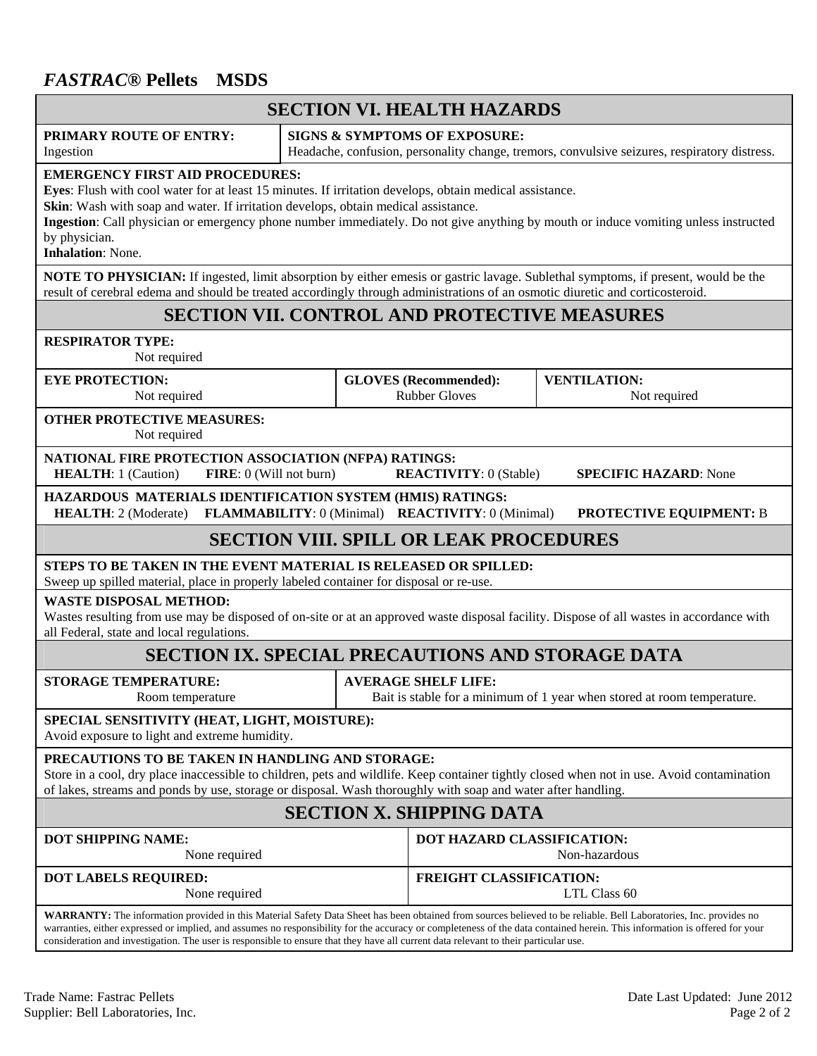*FASTRAC®* **Pellets MSDS**

## SECTION VI. HEALTH HAZARDS

**PRIMARY ROUTE OF ENTRY:**
Ingestion

**SIGNS & SYMPTOMS OF EXPOSURE:**
Headache, confusion, personality change, tremors, convulsive seizures, respiratory distress.

**EMERGENCY FIRST AID PROCEDURES:**
**Eyes**: Flush with cool water for at least 15 minutes. If irritation develops, obtain medical assistance.
**Skin**: Wash with soap and water. If irritation develops, obtain medical assistance.
**Ingestion**: Call physician or emergency phone number immediately. Do not give anything by mouth or induce vomiting unless instructed by physician.
**Inhalation**: None.

**NOTE TO PHYSICIAN:** If ingested, limit absorption by either emesis or gastric lavage. Sublethal symptoms, if present, would be the result of cerebral edema and should be treated accordingly through administrations of an osmotic diuretic and corticosteroid.

## SECTION VII. CONTROL AND PROTECTIVE MEASURES

**RESPIRATOR TYPE:**
Not required

| EYE PROTECTION: | GLOVES (Recommended): | VENTILATION: |
|---|---|---|
| Not required | Rubber Gloves | Not required |

**OTHER PROTECTIVE MEASURES:**
Not required

**NATIONAL FIRE PROTECTION ASSOCIATION (NFPA) RATINGS:**
**HEALTH**: 1 (Caution) **FIRE**: 0 (Will not burn) **REACTIVITY**: 0 (Stable) **SPECIFIC HAZARD**: None

**HAZARDOUS MATERIALS IDENTIFICATION SYSTEM (HMIS) RATINGS:**
**HEALTH**: 2 (Moderate) **FLAMMABILITY**: 0 (Minimal) **REACTIVITY**: 0 (Minimal) **PROTECTIVE EQUIPMENT:** B

## SECTION VIII. SPILL OR LEAK PROCEDURES

**STEPS TO BE TAKEN IN THE EVENT MATERIAL IS RELEASED OR SPILLED:**
Sweep up spilled material, place in properly labeled container for disposal or re-use.

**WASTE DISPOSAL METHOD:**
Wastes resulting from use may be disposed of on-site or at an approved waste disposal facility. Dispose of all wastes in accordance with all Federal, state and local regulations.

## SECTION IX. SPECIAL PRECAUTIONS AND STORAGE DATA

| STORAGE TEMPERATURE: | AVERAGE SHELF LIFE: |
|---|---|
| Room temperature | Bait is stable for a minimum of 1 year when stored at room temperature. |

**SPECIAL SENSITIVITY (HEAT, LIGHT, MOISTURE):**
Avoid exposure to light and extreme humidity.

**PRECAUTIONS TO BE TAKEN IN HANDLING AND STORAGE:**
Store in a cool, dry place inaccessible to children, pets and wildlife. Keep container tightly closed when not in use. Avoid contamination of lakes, streams and ponds by use, storage or disposal. Wash thoroughly with soap and water after handling.

## SECTION X. SHIPPING DATA

| DOT SHIPPING NAME: | DOT HAZARD CLASSIFICATION: |
|---|---|
| None required | Non-hazardous |
| **DOT LABELS REQUIRED:** | **FREIGHT CLASSIFICATION:** |
| None required | LTL Class 60 |

**WARRANTY:** The information provided in this Material Safety Data Sheet has been obtained from sources believed to be reliable. Bell Laboratories, Inc. provides no warranties, either expressed or implied, and assumes no responsibility for the accuracy or completeness of the data contained herein. This information is offered for your consideration and investigation. The user is responsible to ensure that they have all current data relevant to their particular use.

Trade Name: Fastrac Pellets
Supplier: Bell Laboratories, Inc.

Date Last Updated: June 2012